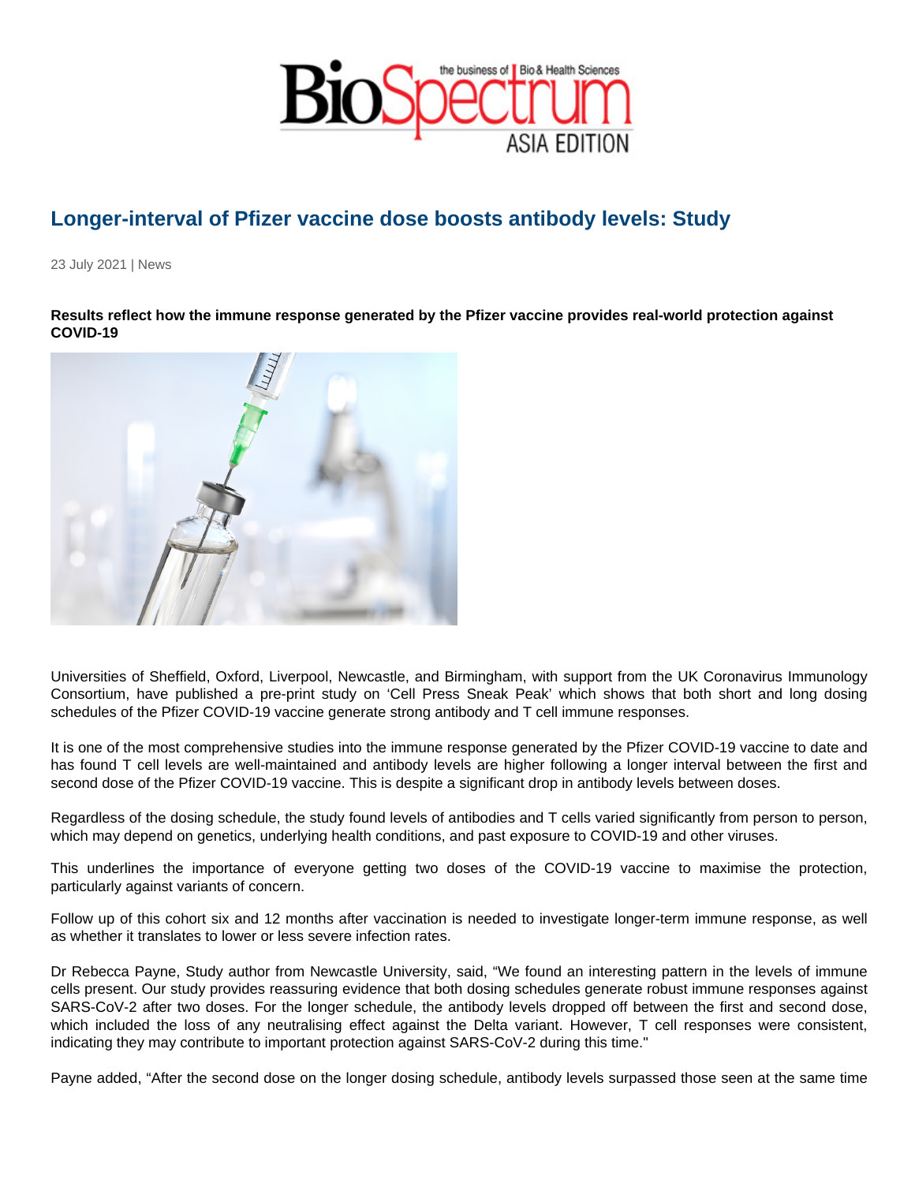# Longer-interval of Pfizer vaccine dose boosts antibody levels: Study

23 July 2021 | News

**Results reflect how the immune response generated by the Pfizer vaccine provides real-world protection against COVID-19**

Universities of Sheffield, Oxford, Liverpool, Newcastle, and Birmingham, with support from the UK Coronavirus Immunology Consortium, have published a pre-print study on 'Cell Press Sneak Peak' which shows that both short and long dosing schedules of the Pfizer COVID-19 vaccine generate strong antibody and T cell immune responses.

It is one of the most comprehensive studies into the immune response generated by the Pfizer COVID-19 vaccine to date and has found T cell levels are well-maintained and antibody levels are higher following a longer interval between the first and second dose of the Pfizer COVID-19 vaccine. This is despite a significant drop in antibody levels between doses.

Regardless of the dosing schedule, the study found levels of antibodies and T cells varied significantly from person to person, which may depend on genetics, underlying health conditions, and past exposure to COVID-19 and other viruses.

This underlines the importance of everyone getting two doses of the COVID-19 vaccine to maximise the protection, particularly against variants of concern.

Follow up of this cohort six and 12 months after vaccination is needed to investigate longer-term immune response, as well as whether it translates to lower or less severe infection rates.

Dr Rebecca Payne, Study author from Newcastle University, said, "We found an interesting pattern in the levels of immune cells present. Our study provides reassuring evidence that both dosing schedules generate robust immune responses against SARS-CoV-2 after two doses. For the longer schedule, the antibody levels dropped off between the first and second dose, which included the loss of any neutralising effect against the Delta variant. However, T cell responses were consistent, indicating they may contribute to important protection against SARS-CoV-2 during this time."

Payne added, "After the second dose on the longer dosing schedule, antibody levels surpassed those seen at the same time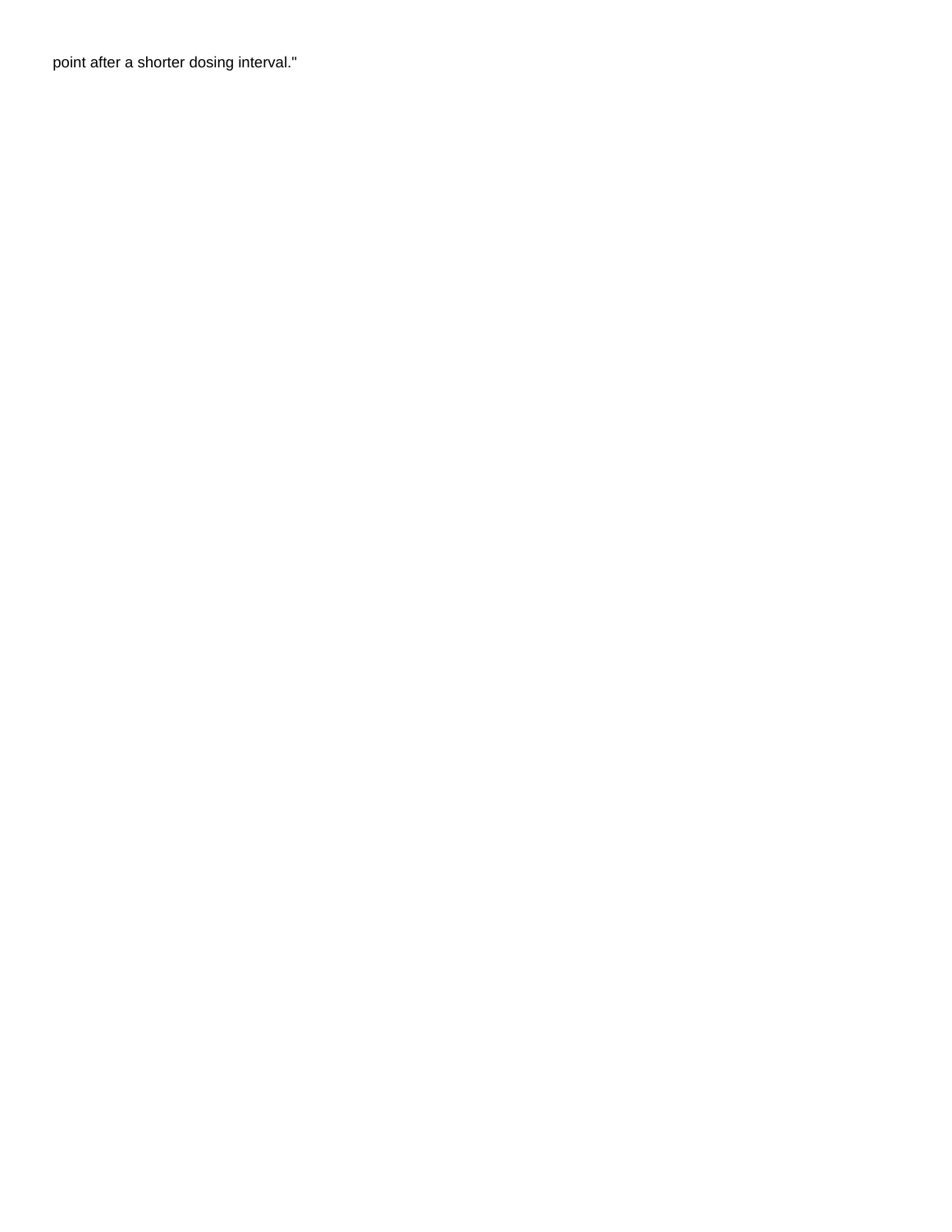point after a shorter dosing interval."